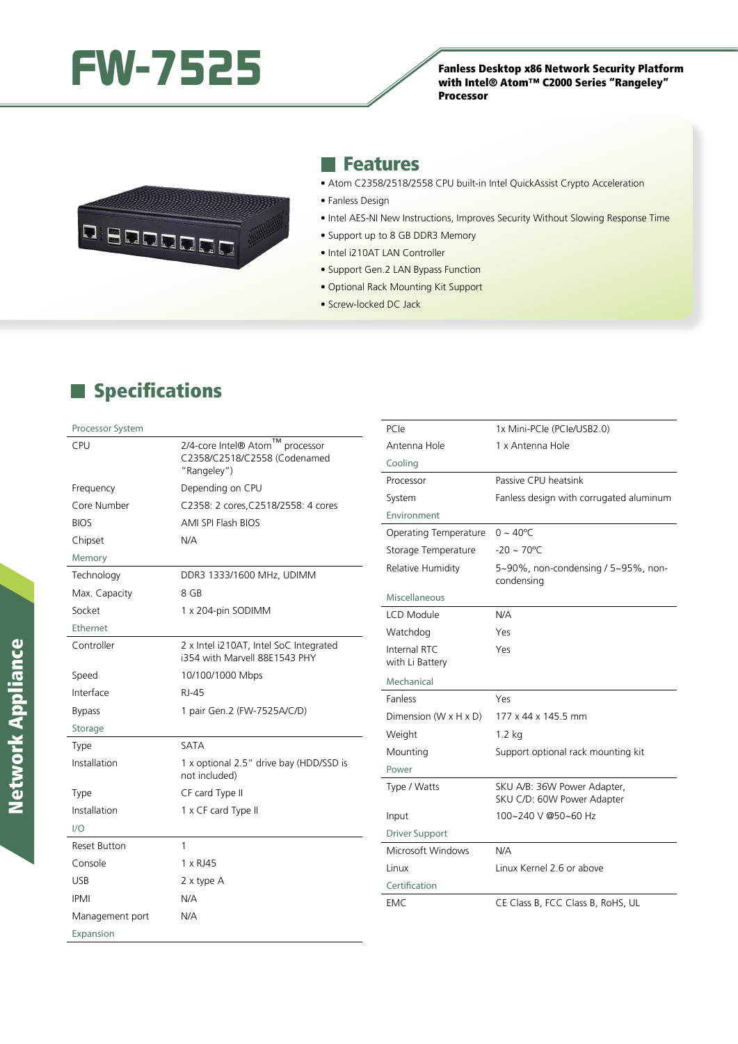# FW-7525

**Fanless Desktop x86 Network Security Platform with Intel® Atom™ C2000 Series "Rangeley" Processor**

## Features

- Atom C2358/2518/2558 CPU built-in Intel QuickAssist Crypto Acceleration
- Fanless Design
- Intel AES-NI New Instructions, Improves Security Without Slowing Response Time
- Support up to 8 GB DDR3 Memory
- Intel i210AT LAN Controller
- Support Gen.2 LAN Bypass Function
- Optional Rack Mounting Kit Support
- Screw-locked DC Jack

## Specifications

| Processor System | |
|---|---|
| CPU | 2/4-core Intel® Atom™ processor C2358/C2518/C2558 (Codenamed "Rangeley") |
| Frequency | Depending on CPU |
| Core Number | C2358: 2 cores,C2518/2558: 4 cores |
| BIOS | AMI SPI Flash BIOS |
| Chipset | N/A |
| **Memory** | |
| Technology | DDR3 1333/1600 MHz, UDIMM |
| Max. Capacity | 8 GB |
| Socket | 1 x 204-pin SODIMM |
| **Ethernet** | |
| Controller | 2 x Intel i210AT, Intel SoC Integrated i354 with Marvell 88E1543 PHY |
| Speed | 10/100/1000 Mbps |
| Interface | RJ-45 |
| Bypass | 1 pair Gen.2 (FW-7525A/C/D) |
| **Storage** | |
| Type | SATA |
| Installation | 1 x optional 2.5" drive bay (HDD/SSD is not included) |
| Type | CF card Type II |
| Installation | 1 x CF card Type II |
| **I/O** | |
| Reset Button | 1 |
| Console | 1 x RJ45 |
| USB | 2 x type A |
| IPMI | N/A |
| Management port | N/A |
| **Expansion** | |
| PCIe | 1x Mini-PCIe (PCIe/USB2.0) |
| Antenna Hole | 1 x Antenna Hole |
| **Cooling** | |
| Processor | Passive CPU heatsink |
| System | Fanless design with corrugated aluminum |
| **Environment** | |
| Operating Temperature | 0 ~ 40°C |
| Storage Temperature | -20 ~ 70°C |
| Relative Humidity | 5~90%, non-condensing / 5~95%, non-condensing |
| **Miscellaneous** | |
| LCD Module | N/A |
| Watchdog | Yes |
| Internal RTC with Li Battery | Yes |
| **Mechanical** | |
| Fanless | Yes |
| Dimension (W x H x D) | 177 x 44 x 145.5 mm |
| Weight | 1.2 kg |
| Mounting | Support optional rack mounting kit |
| **Power** | |
| Type / Watts | SKU A/B: 36W Power Adapter, SKU C/D: 60W Power Adapter |
| Input | 100~240 V @50~60 Hz |
| **Driver Support** | |
| Microsoft Windows | N/A |
| Linux | Linux Kernel 2.6 or above |
| **Certification** | |
| EMC | CE Class B, FCC Class B, RoHS, UL |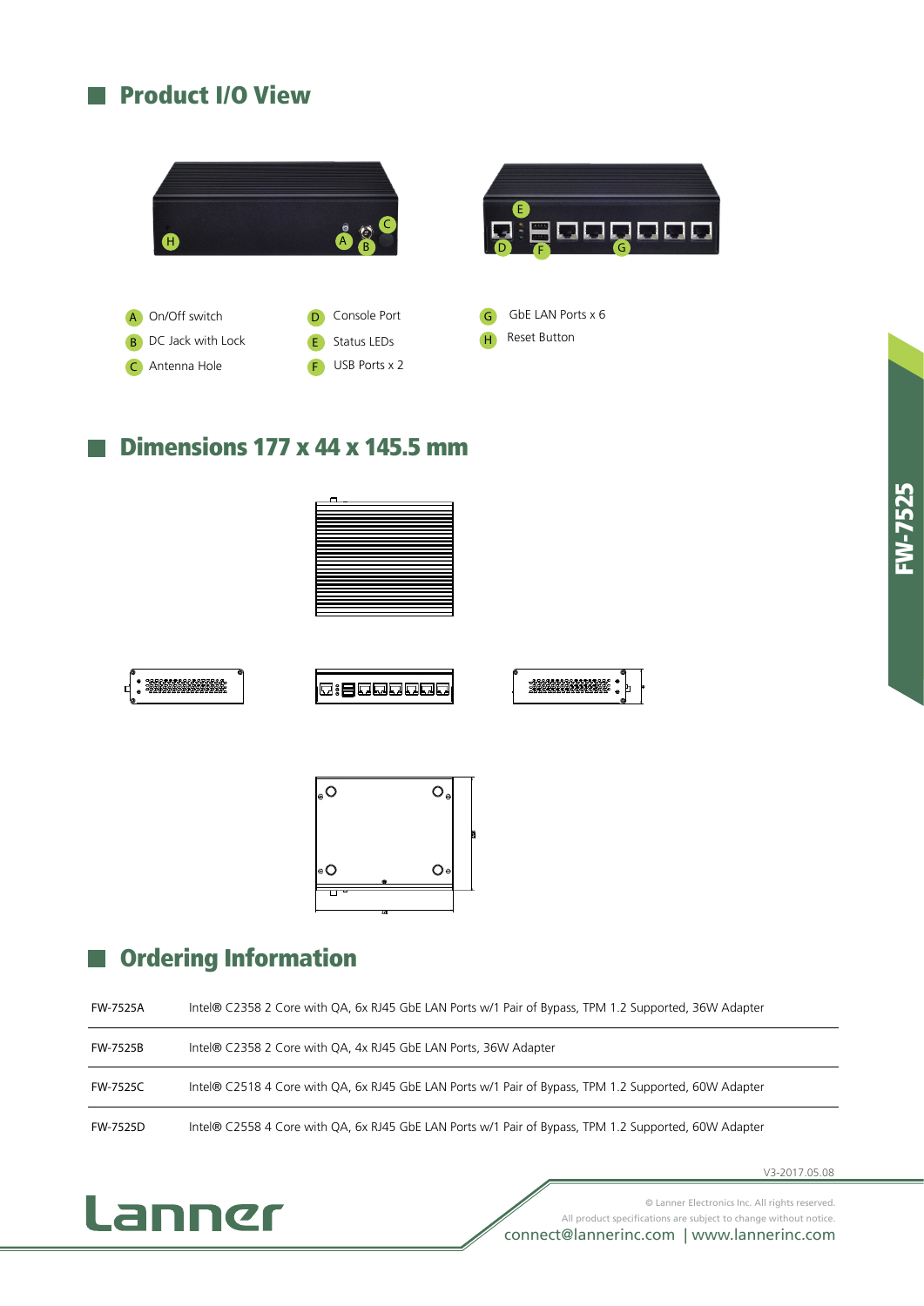## Product I/O View

- A On/Off switch
- B DC Jack with Lock
- C Antenna Hole
- D Console Port
- E Status LEDs
- F USB Ports x 2
- G GbE LAN Ports x 6
- H Reset Button

## Dimensions 177 x 44 x 145.5 mm

## Ordering Information

| | |
|---|---|
| FW-7525A | Intel® C2358 2 Core with QA, 6x RJ45 GbE LAN Ports w/1 Pair of Bypass, TPM 1.2 Supported, 36W Adapter |
| FW-7525B | Intel® C2358 2 Core with QA, 4x RJ45 GbE LAN Ports, 36W Adapter |
| FW-7525C | Intel® C2518 4 Core with QA, 6x RJ45 GbE LAN Ports w/1 Pair of Bypass, TPM 1.2 Supported, 60W Adapter |
| FW-7525D | Intel® C2558 4 Core with QA, 6x RJ45 GbE LAN Ports w/1 Pair of Bypass, TPM 1.2 Supported, 60W Adapter |

V3-2017.05.08

© Lanner Electronics Inc. All rights reserved.
All product specifications are subject to change without notice.
connect@lannerinc.com | www.lannerinc.com